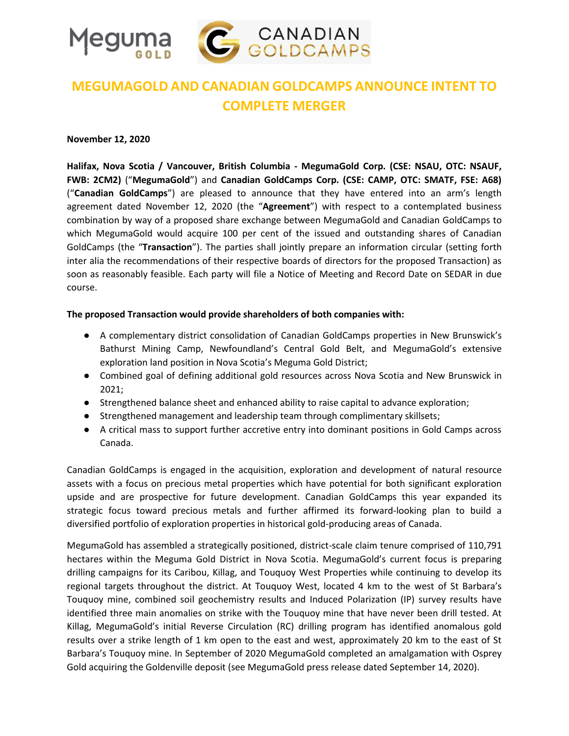# MEGUMAGOLD AND CANADIAN GOLDCAMPS ANNOUNCE INTENT TO COMPLETE MERGER

**November 12, 2020**

**Halifax, Nova Scotia / Vancouver, British Columbia - MegumaGold Corp. (CSE: NSAU, OTC: NSAUF, FWB: 2CM2)** ("**MegumaGold**") and **Canadian GoldCamps Corp. (CSE: CAMP, OTC: SMATF, FSE: A68)** ("**Canadian GoldCamps**") are pleased to announce that they have entered into an arm's length agreement dated November 12, 2020 (the "**Agreement**") with respect to a contemplated business combination by way of a proposed share exchange between MegumaGold and Canadian GoldCamps to which MegumaGold would acquire 100 per cent of the issued and outstanding shares of Canadian GoldCamps (the "**Transaction**"). The parties shall jointly prepare an information circular (setting forth inter alia the recommendations of their respective boards of directors for the proposed Transaction) as soon as reasonably feasible. Each party will file a Notice of Meeting and Record Date on SEDAR in due course.

**The proposed Transaction would provide shareholders of both companies with:**

- A complementary district consolidation of Canadian GoldCamps properties in New Brunswick's Bathurst Mining Camp, Newfoundland's Central Gold Belt, and MegumaGold's extensive exploration land position in Nova Scotia's Meguma Gold District;
- Combined goal of defining additional gold resources across Nova Scotia and New Brunswick in 2021;
- Strengthened balance sheet and enhanced ability to raise capital to advance exploration;
- Strengthened management and leadership team through complimentary skillsets;
- A critical mass to support further accretive entry into dominant positions in Gold Camps across Canada.

Canadian GoldCamps is engaged in the acquisition, exploration and development of natural resource assets with a focus on precious metal properties which have potential for both significant exploration upside and are prospective for future development. Canadian GoldCamps this year expanded its strategic focus toward precious metals and further affirmed its forward-looking plan to build a diversified portfolio of exploration properties in historical gold-producing areas of Canada.

MegumaGold has assembled a strategically positioned, district-scale claim tenure comprised of 110,791 hectares within the Meguma Gold District in Nova Scotia. MegumaGold's current focus is preparing drilling campaigns for its Caribou, Killag, and Touquoy West Properties while continuing to develop its regional targets throughout the district. At Touquoy West, located 4 km to the west of St Barbara's Touquoy mine, combined soil geochemistry results and Induced Polarization (IP) survey results have identified three main anomalies on strike with the Touquoy mine that have never been drill tested. At Killag, MegumaGold's initial Reverse Circulation (RC) drilling program has identified anomalous gold results over a strike length of 1 km open to the east and west, approximately 20 km to the east of St Barbara's Touquoy mine. In September of 2020 MegumaGold completed an amalgamation with Osprey Gold acquiring the Goldenville deposit (see MegumaGold press release dated September 14, 2020).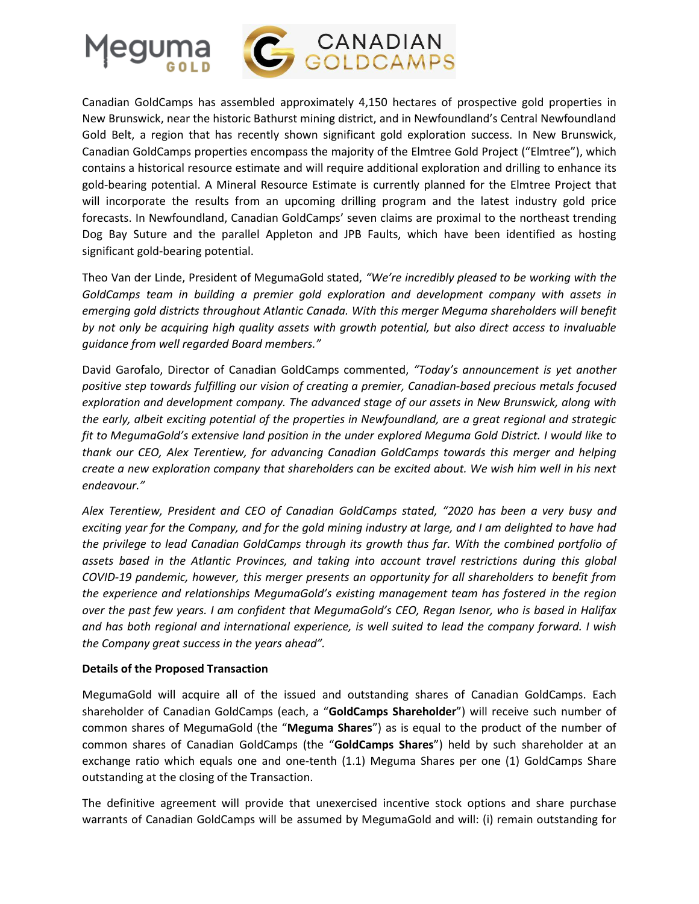Canadian GoldCamps has assembled approximately 4,150 hectares of prospective gold properties in New Brunswick, near the historic Bathurst mining district, and in Newfoundland's Central Newfoundland Gold Belt, a region that has recently shown significant gold exploration success. In New Brunswick, Canadian GoldCamps properties encompass the majority of the Elmtree Gold Project ("Elmtree"), which contains a historical resource estimate and will require additional exploration and drilling to enhance its gold-bearing potential. A Mineral Resource Estimate is currently planned for the Elmtree Project that will incorporate the results from an upcoming drilling program and the latest industry gold price forecasts. In Newfoundland, Canadian GoldCamps' seven claims are proximal to the northeast trending Dog Bay Suture and the parallel Appleton and JPB Faults, which have been identified as hosting significant gold-bearing potential.

Theo Van der Linde, President of MegumaGold stated, *"We're incredibly pleased to be working with the GoldCamps team in building a premier gold exploration and development company with assets in emerging gold districts throughout Atlantic Canada. With this merger Meguma shareholders will benefit by not only be acquiring high quality assets with growth potential, but also direct access to invaluable guidance from well regarded Board members."*

David Garofalo, Director of Canadian GoldCamps commented, *"Today's announcement is yet another positive step towards fulfilling our vision of creating a premier, Canadian-based precious metals focused exploration and development company. The advanced stage of our assets in New Brunswick, along with the early, albeit exciting potential of the properties in Newfoundland, are a great regional and strategic fit to MegumaGold's extensive land position in the under explored Meguma Gold District. I would like to thank our CEO, Alex Terentiew, for advancing Canadian GoldCamps towards this merger and helping create a new exploration company that shareholders can be excited about. We wish him well in his next endeavour."*

*Alex Terentiew, President and CEO of Canadian GoldCamps stated, "2020 has been a very busy and exciting year for the Company, and for the gold mining industry at large, and I am delighted to have had the privilege to lead Canadian GoldCamps through its growth thus far. With the combined portfolio of assets based in the Atlantic Provinces, and taking into account travel restrictions during this global COVID-19 pandemic, however, this merger presents an opportunity for all shareholders to benefit from the experience and relationships MegumaGold's existing management team has fostered in the region over the past few years. I am confident that MegumaGold's CEO, Regan Isenor, who is based in Halifax and has both regional and international experience, is well suited to lead the company forward. I wish the Company great success in the years ahead".*

**Details of the Proposed Transaction**

MegumaGold will acquire all of the issued and outstanding shares of Canadian GoldCamps. Each shareholder of Canadian GoldCamps (each, a "**GoldCamps Shareholder**") will receive such number of common shares of MegumaGold (the "**Meguma Shares**") as is equal to the product of the number of common shares of Canadian GoldCamps (the "**GoldCamps Shares**") held by such shareholder at an exchange ratio which equals one and one-tenth (1.1) Meguma Shares per one (1) GoldCamps Share outstanding at the closing of the Transaction.

The definitive agreement will provide that unexercised incentive stock options and share purchase warrants of Canadian GoldCamps will be assumed by MegumaGold and will: (i) remain outstanding for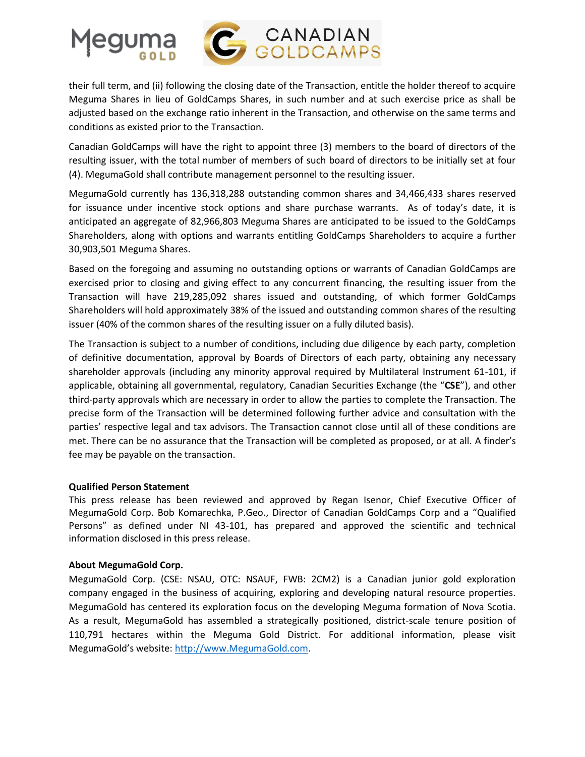their full term, and (ii) following the closing date of the Transaction, entitle the holder thereof to acquire Meguma Shares in lieu of GoldCamps Shares, in such number and at such exercise price as shall be adjusted based on the exchange ratio inherent in the Transaction, and otherwise on the same terms and conditions as existed prior to the Transaction.

Canadian GoldCamps will have the right to appoint three (3) members to the board of directors of the resulting issuer, with the total number of members of such board of directors to be initially set at four (4). MegumaGold shall contribute management personnel to the resulting issuer.

MegumaGold currently has 136,318,288 outstanding common shares and 34,466,433 shares reserved for issuance under incentive stock options and share purchase warrants. As of today's date, it is anticipated an aggregate of 82,966,803 Meguma Shares are anticipated to be issued to the GoldCamps Shareholders, along with options and warrants entitling GoldCamps Shareholders to acquire a further 30,903,501 Meguma Shares.

Based on the foregoing and assuming no outstanding options or warrants of Canadian GoldCamps are exercised prior to closing and giving effect to any concurrent financing, the resulting issuer from the Transaction will have 219,285,092 shares issued and outstanding, of which former GoldCamps Shareholders will hold approximately 38% of the issued and outstanding common shares of the resulting issuer (40% of the common shares of the resulting issuer on a fully diluted basis).

The Transaction is subject to a number of conditions, including due diligence by each party, completion of definitive documentation, approval by Boards of Directors of each party, obtaining any necessary shareholder approvals (including any minority approval required by Multilateral Instrument 61-101, if applicable, obtaining all governmental, regulatory, Canadian Securities Exchange (the "**CSE**"), and other third-party approvals which are necessary in order to allow the parties to complete the Transaction. The precise form of the Transaction will be determined following further advice and consultation with the parties' respective legal and tax advisors. The Transaction cannot close until all of these conditions are met. There can be no assurance that the Transaction will be completed as proposed, or at all. A finder's fee may be payable on the transaction.

**Qualified Person Statement**

This press release has been reviewed and approved by Regan Isenor, Chief Executive Officer of MegumaGold Corp. Bob Komarechka, P.Geo., Director of Canadian GoldCamps Corp and a "Qualified Persons" as defined under NI 43-101, has prepared and approved the scientific and technical information disclosed in this press release.

**About MegumaGold Corp.**

MegumaGold Corp. (CSE: NSAU, OTC: NSAUF, FWB: 2CM2) is a Canadian junior gold exploration company engaged in the business of acquiring, exploring and developing natural resource properties. MegumaGold has centered its exploration focus on the developing Meguma formation of Nova Scotia. As a result, MegumaGold has assembled a strategically positioned, district-scale tenure position of 110,791 hectares within the Meguma Gold District. For additional information, please visit MegumaGold's website: http://www.MegumaGold.com.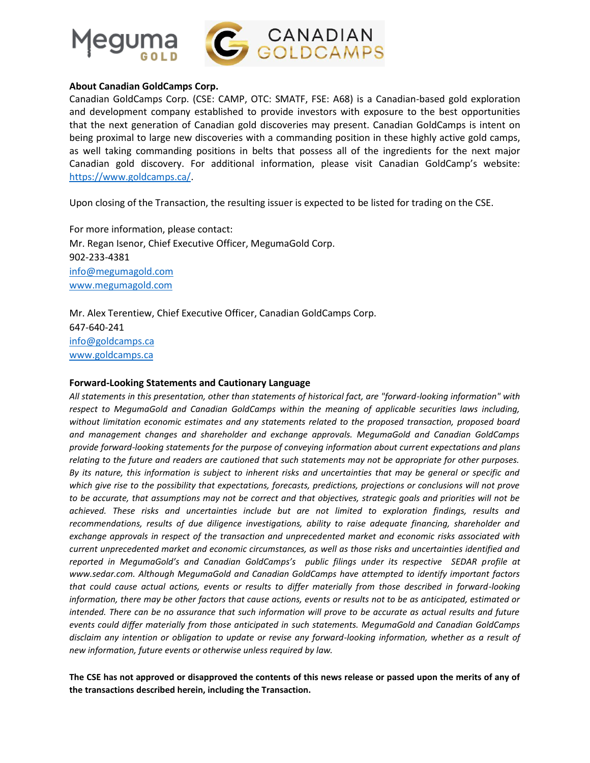**About Canadian GoldCamps Corp.**

Canadian GoldCamps Corp. (CSE: CAMP, OTC: SMATF, FSE: A68) is a Canadian-based gold exploration and development company established to provide investors with exposure to the best opportunities that the next generation of Canadian gold discoveries may present. Canadian GoldCamps is intent on being proximal to large new discoveries with a commanding position in these highly active gold camps, as well taking commanding positions in belts that possess all of the ingredients for the next major Canadian gold discovery. For additional information, please visit Canadian GoldCamp's website: https://www.goldcamps.ca/.

Upon closing of the Transaction, the resulting issuer is expected to be listed for trading on the CSE.

For more information, please contact:
Mr. Regan Isenor, Chief Executive Officer, MegumaGold Corp.
902-233-4381
info@megumagold.com
www.megumagold.com

Mr. Alex Terentiew, Chief Executive Officer, Canadian GoldCamps Corp.
647-640-241
info@goldcamps.ca
www.goldcamps.ca

**Forward-Looking Statements and Cautionary Language**

*All statements in this presentation, other than statements of historical fact, are "forward-looking information" with respect to MegumaGold and Canadian GoldCamps within the meaning of applicable securities laws including, without limitation economic estimates and any statements related to the proposed transaction, proposed board and management changes and shareholder and exchange approvals. MegumaGold and Canadian GoldCamps provide forward-looking statements for the purpose of conveying information about current expectations and plans relating to the future and readers are cautioned that such statements may not be appropriate for other purposes. By its nature, this information is subject to inherent risks and uncertainties that may be general or specific and which give rise to the possibility that expectations, forecasts, predictions, projections or conclusions will not prove to be accurate, that assumptions may not be correct and that objectives, strategic goals and priorities will not be achieved. These risks and uncertainties include but are not limited to exploration findings, results and recommendations, results of due diligence investigations, ability to raise adequate financing, shareholder and exchange approvals in respect of the transaction and unprecedented market and economic risks associated with current unprecedented market and economic circumstances, as well as those risks and uncertainties identified and reported in MegumaGold's and Canadian GoldCamps's public filings under its respective SEDAR profile at www.sedar.com. Although MegumaGold and Canadian GoldCamps have attempted to identify important factors that could cause actual actions, events or results to differ materially from those described in forward-looking information, there may be other factors that cause actions, events or results not to be as anticipated, estimated or intended. There can be no assurance that such information will prove to be accurate as actual results and future events could differ materially from those anticipated in such statements. MegumaGold and Canadian GoldCamps disclaim any intention or obligation to update or revise any forward-looking information, whether as a result of new information, future events or otherwise unless required by law.*

**The CSE has not approved or disapproved the contents of this news release or passed upon the merits of any of the transactions described herein, including the Transaction.**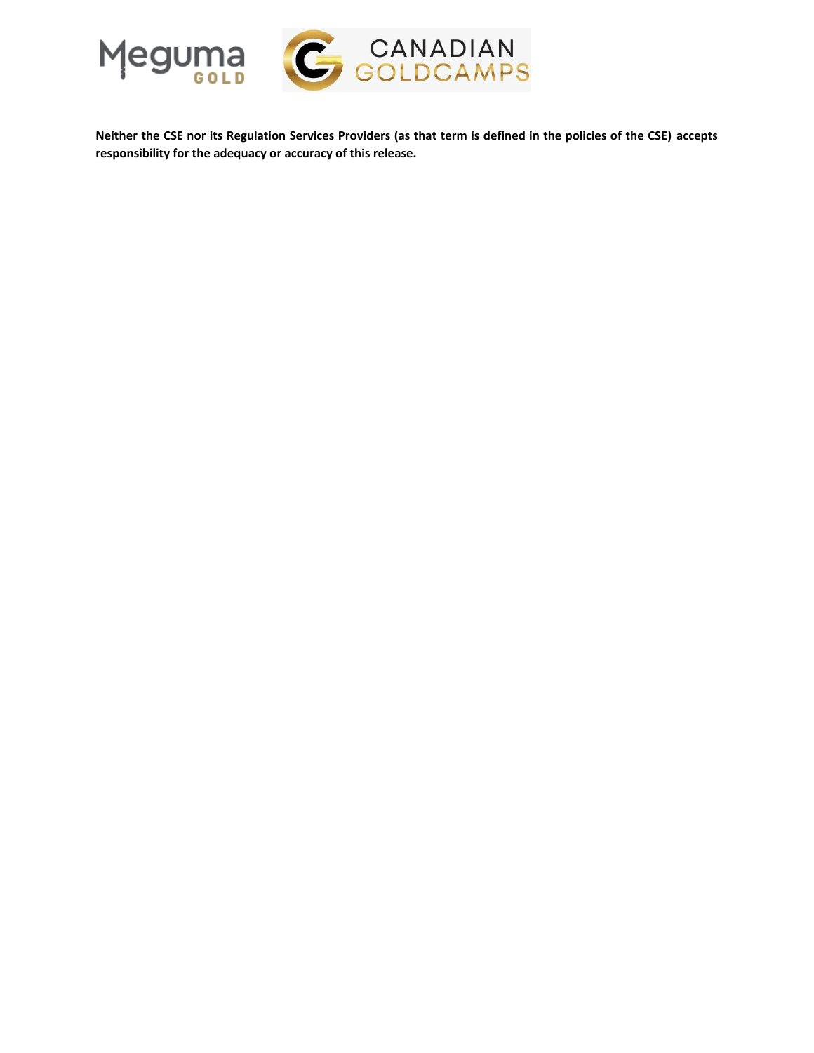**Neither the CSE nor its Regulation Services Providers (as that term is defined in the policies of the CSE) accepts responsibility for the adequacy or accuracy of this release.**